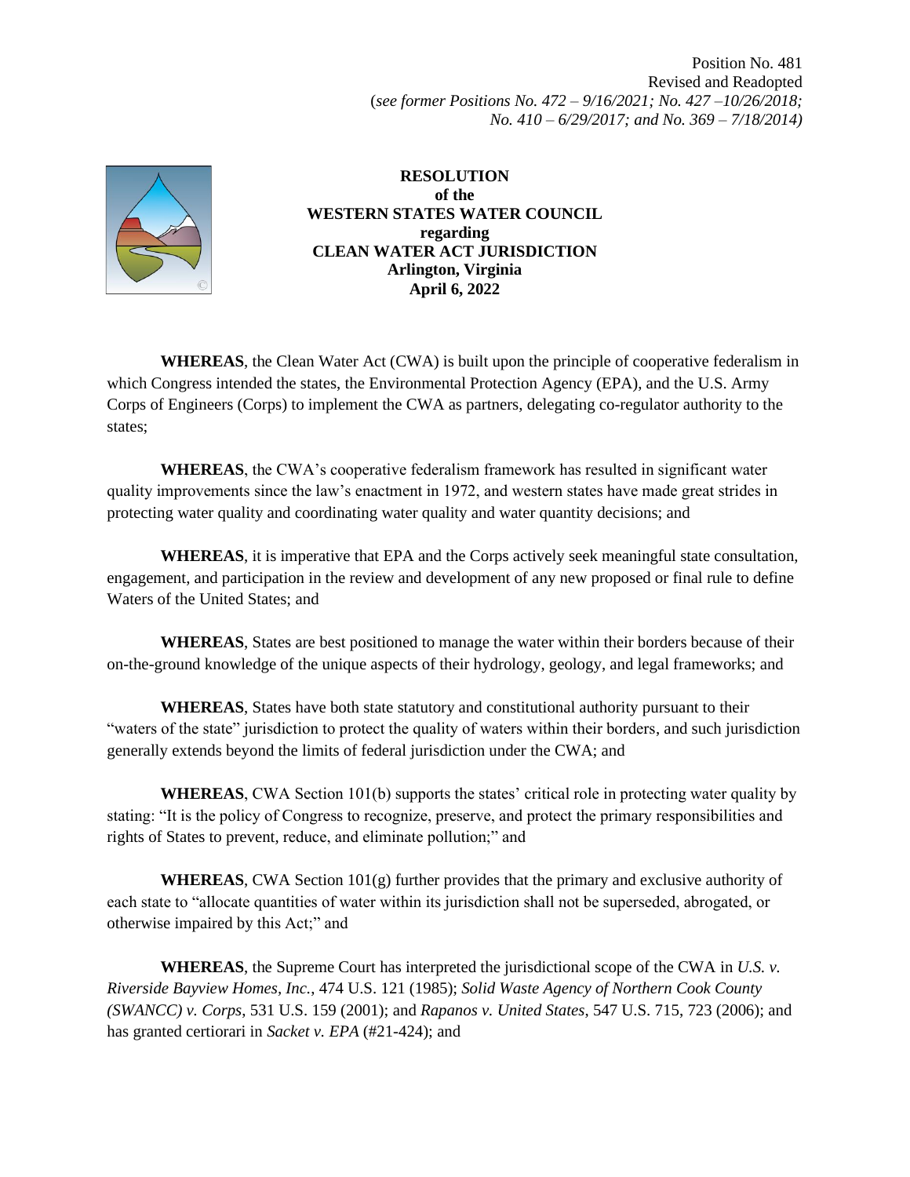Position No. 481
Revised and Readopted
(*see former Positions No. 472 – 9/16/2021; No. 427 –10/26/2018; No. 410 – 6/29/2017; and No. 369 – 7/18/2014)*

**RESOLUTION**
**of the**
**WESTERN STATES WATER COUNCIL**
**regarding**
**CLEAN WATER ACT JURISDICTION**
**Arlington, Virginia**
**April 6, 2022**

**WHEREAS**, the Clean Water Act (CWA) is built upon the principle of cooperative federalism in which Congress intended the states, the Environmental Protection Agency (EPA), and the U.S. Army Corps of Engineers (Corps) to implement the CWA as partners, delegating co-regulator authority to the states;

**WHEREAS**, the CWA's cooperative federalism framework has resulted in significant water quality improvements since the law's enactment in 1972, and western states have made great strides in protecting water quality and coordinating water quality and water quantity decisions; and

**WHEREAS**, it is imperative that EPA and the Corps actively seek meaningful state consultation, engagement, and participation in the review and development of any new proposed or final rule to define Waters of the United States; and

**WHEREAS**, States are best positioned to manage the water within their borders because of their on-the-ground knowledge of the unique aspects of their hydrology, geology, and legal frameworks; and

**WHEREAS**, States have both state statutory and constitutional authority pursuant to their "waters of the state" jurisdiction to protect the quality of waters within their borders, and such jurisdiction generally extends beyond the limits of federal jurisdiction under the CWA; and

**WHEREAS**, CWA Section 101(b) supports the states' critical role in protecting water quality by stating: "It is the policy of Congress to recognize, preserve, and protect the primary responsibilities and rights of States to prevent, reduce, and eliminate pollution;" and

**WHEREAS**, CWA Section 101(g) further provides that the primary and exclusive authority of each state to "allocate quantities of water within its jurisdiction shall not be superseded, abrogated, or otherwise impaired by this Act;" and

**WHEREAS**, the Supreme Court has interpreted the jurisdictional scope of the CWA in *U.S. v. Riverside Bayview Homes, Inc.*, 474 U.S. 121 (1985); *Solid Waste Agency of Northern Cook County (SWANCC) v. Corps*, 531 U.S. 159 (2001); and *Rapanos v. United States*, 547 U.S. 715, 723 (2006); and has granted certiorari in *Sacket v. EPA* (#21-424); and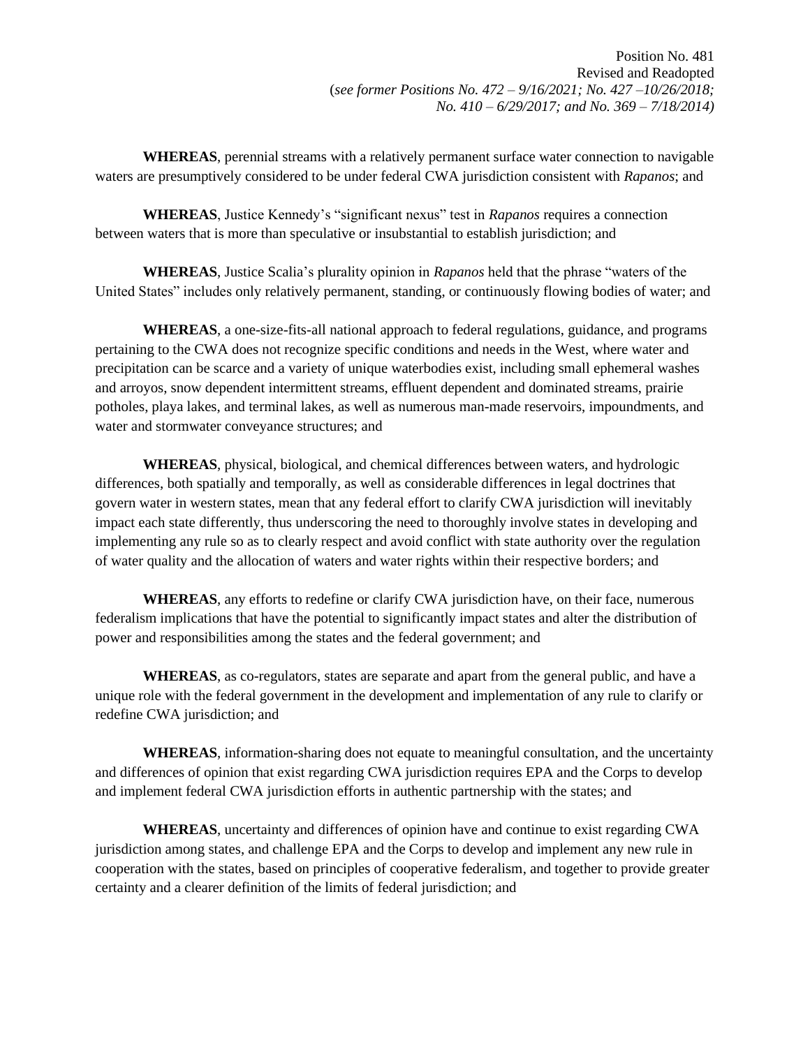Position No. 481
Revised and Readopted
(*see former Positions No. 472 – 9/16/2021; No. 427 –10/26/2018; No. 410 – 6/29/2017; and No. 369 – 7/18/2014)*

**WHEREAS**, perennial streams with a relatively permanent surface water connection to navigable waters are presumptively considered to be under federal CWA jurisdiction consistent with *Rapanos*; and

**WHEREAS**, Justice Kennedy's "significant nexus" test in *Rapanos* requires a connection between waters that is more than speculative or insubstantial to establish jurisdiction; and

**WHEREAS**, Justice Scalia's plurality opinion in *Rapanos* held that the phrase "waters of the United States" includes only relatively permanent, standing, or continuously flowing bodies of water; and

**WHEREAS**, a one-size-fits-all national approach to federal regulations, guidance, and programs pertaining to the CWA does not recognize specific conditions and needs in the West, where water and precipitation can be scarce and a variety of unique waterbodies exist, including small ephemeral washes and arroyos, snow dependent intermittent streams, effluent dependent and dominated streams, prairie potholes, playa lakes, and terminal lakes, as well as numerous man-made reservoirs, impoundments, and water and stormwater conveyance structures; and

**WHEREAS**, physical, biological, and chemical differences between waters, and hydrologic differences, both spatially and temporally, as well as considerable differences in legal doctrines that govern water in western states, mean that any federal effort to clarify CWA jurisdiction will inevitably impact each state differently, thus underscoring the need to thoroughly involve states in developing and implementing any rule so as to clearly respect and avoid conflict with state authority over the regulation of water quality and the allocation of waters and water rights within their respective borders; and

**WHEREAS**, any efforts to redefine or clarify CWA jurisdiction have, on their face, numerous federalism implications that have the potential to significantly impact states and alter the distribution of power and responsibilities among the states and the federal government; and

**WHEREAS**, as co-regulators, states are separate and apart from the general public, and have a unique role with the federal government in the development and implementation of any rule to clarify or redefine CWA jurisdiction; and

**WHEREAS**, information-sharing does not equate to meaningful consultation, and the uncertainty and differences of opinion that exist regarding CWA jurisdiction requires EPA and the Corps to develop and implement federal CWA jurisdiction efforts in authentic partnership with the states; and

**WHEREAS**, uncertainty and differences of opinion have and continue to exist regarding CWA jurisdiction among states, and challenge EPA and the Corps to develop and implement any new rule in cooperation with the states, based on principles of cooperative federalism, and together to provide greater certainty and a clearer definition of the limits of federal jurisdiction; and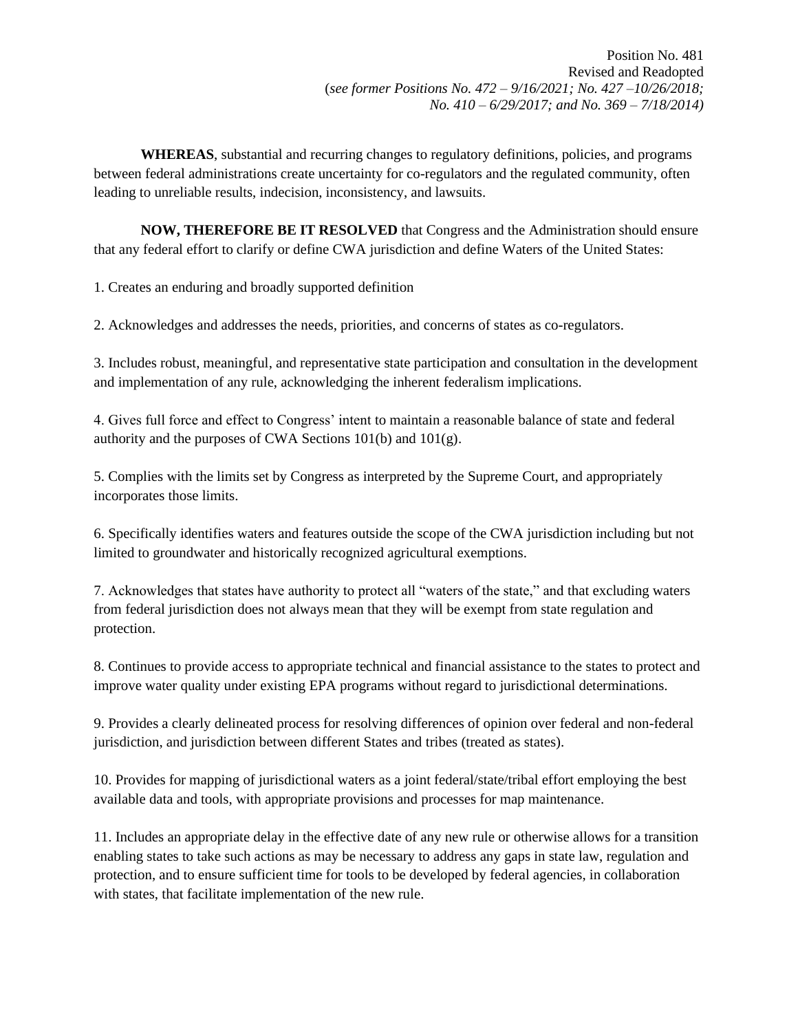Position No. 481
Revised and Readopted
(*see former Positions No. 472 – 9/16/2021; No. 427 –10/26/2018; No. 410 – 6/29/2017; and No. 369 – 7/18/2014)*

**WHEREAS**, substantial and recurring changes to regulatory definitions, policies, and programs between federal administrations create uncertainty for co-regulators and the regulated community, often leading to unreliable results, indecision, inconsistency, and lawsuits.

**NOW, THEREFORE BE IT RESOLVED** that Congress and the Administration should ensure that any federal effort to clarify or define CWA jurisdiction and define Waters of the United States:

1. Creates an enduring and broadly supported definition

2. Acknowledges and addresses the needs, priorities, and concerns of states as co-regulators.

3. Includes robust, meaningful, and representative state participation and consultation in the development and implementation of any rule, acknowledging the inherent federalism implications.

4. Gives full force and effect to Congress' intent to maintain a reasonable balance of state and federal authority and the purposes of CWA Sections 101(b) and 101(g).

5. Complies with the limits set by Congress as interpreted by the Supreme Court, and appropriately incorporates those limits.

6. Specifically identifies waters and features outside the scope of the CWA jurisdiction including but not limited to groundwater and historically recognized agricultural exemptions.

7. Acknowledges that states have authority to protect all "waters of the state," and that excluding waters from federal jurisdiction does not always mean that they will be exempt from state regulation and protection.

8. Continues to provide access to appropriate technical and financial assistance to the states to protect and improve water quality under existing EPA programs without regard to jurisdictional determinations.

9. Provides a clearly delineated process for resolving differences of opinion over federal and non-federal jurisdiction, and jurisdiction between different States and tribes (treated as states).

10. Provides for mapping of jurisdictional waters as a joint federal/state/tribal effort employing the best available data and tools, with appropriate provisions and processes for map maintenance.

11. Includes an appropriate delay in the effective date of any new rule or otherwise allows for a transition enabling states to take such actions as may be necessary to address any gaps in state law, regulation and protection, and to ensure sufficient time for tools to be developed by federal agencies, in collaboration with states, that facilitate implementation of the new rule.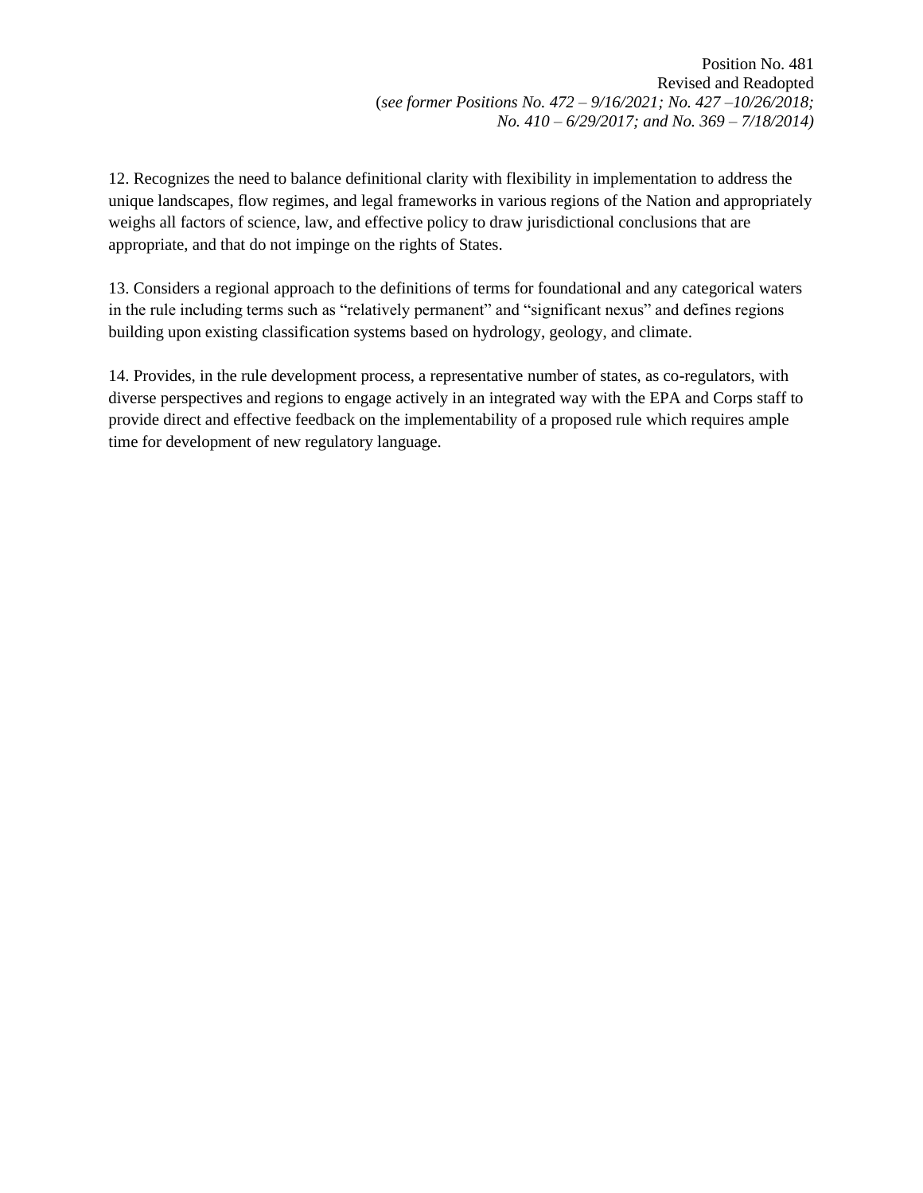12. Recognizes the need to balance definitional clarity with flexibility in implementation to address the unique landscapes, flow regimes, and legal frameworks in various regions of the Nation and appropriately weighs all factors of science, law, and effective policy to draw jurisdictional conclusions that are appropriate, and that do not impinge on the rights of States.

13. Considers a regional approach to the definitions of terms for foundational and any categorical waters in the rule including terms such as "relatively permanent" and "significant nexus" and defines regions building upon existing classification systems based on hydrology, geology, and climate.

14. Provides, in the rule development process, a representative number of states, as co-regulators, with diverse perspectives and regions to engage actively in an integrated way with the EPA and Corps staff to provide direct and effective feedback on the implementability of a proposed rule which requires ample time for development of new regulatory language.